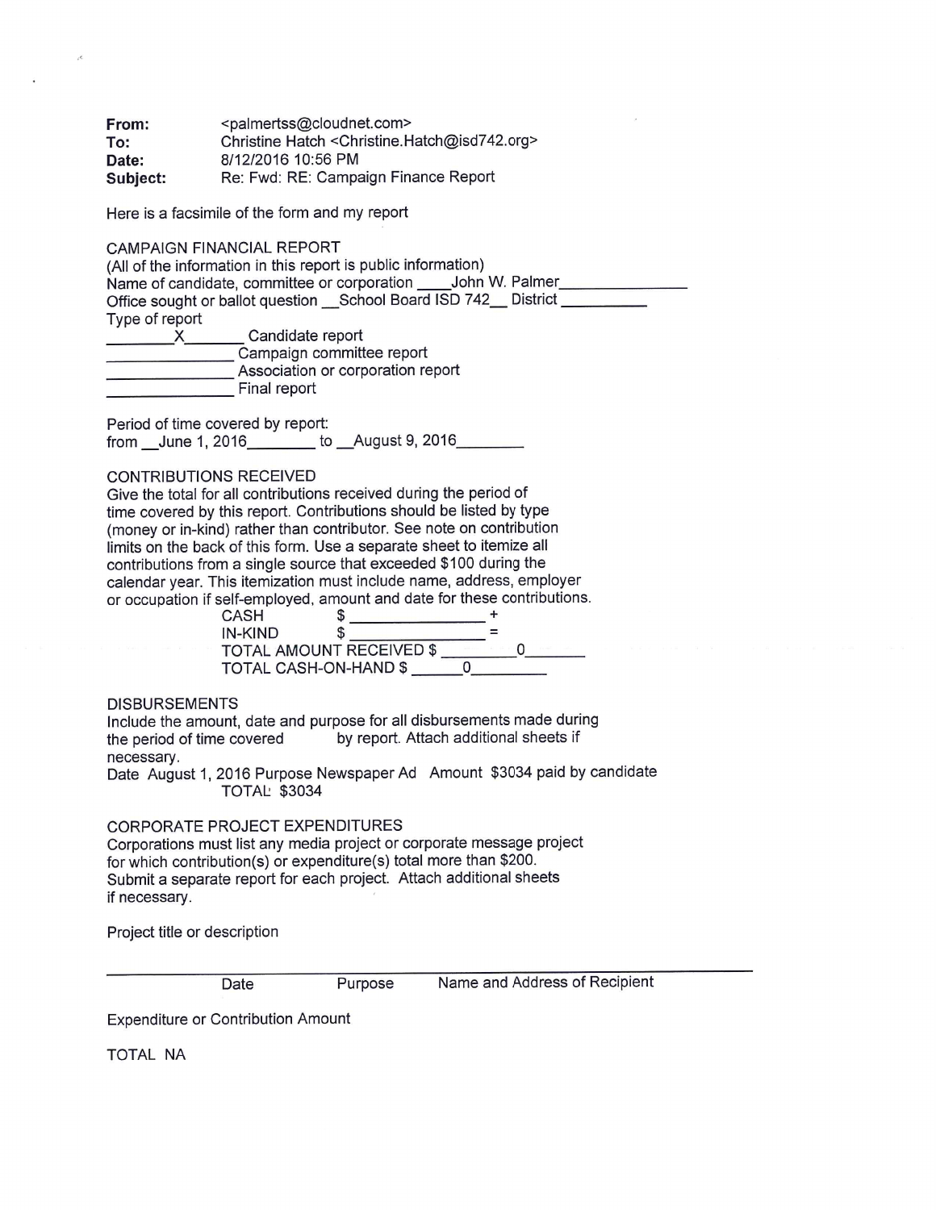**From:** <palmertss@cloudnet.com>
**To:** Christine Hatch <Christine.Hatch@isd742.org>
**Date:** 8/12/2016 10:56 PM
**Subject:** Re: Fwd: RE: Campaign Finance Report

Here is a facsimile of the form and my report

CAMPAIGN FINANCIAL REPORT
(All of the information in this report is public information)
Name of candidate, committee or corporation ____John W. Palmer______________
Office sought or ballot question __School Board ISD 742__ District __________
Type of report
________X_______ Candidate report
______________ Campaign committee report
______________ Association or corporation report
______________ Final report

Period of time covered by report:
from __June 1, 2016________ to __August 9, 2016________

CONTRIBUTIONS RECEIVED
Give the total for all contributions received during the period of time covered by this report. Contributions should be listed by type (money or in-kind) rather than contributor. See note on contribution limits on the back of this form. Use a separate sheet to itemize all contributions from a single source that exceeded $100 during the calendar year. This itemization must include name, address, employer or occupation if self-employed, amount and date for these contributions.

CASH $ _______________ +
IN-KIND $ _______________ =
TOTAL AMOUNT RECEIVED $ ________0_______
TOTAL CASH-ON-HAND $ ______0_________

DISBURSEMENTS
Include the amount, date and purpose for all disbursements made during the period of time covered by report. Attach additional sheets if necessary.
Date August 1, 2016 Purpose Newspaper Ad Amount $3034 paid by candidate
TOTAL: $3034

CORPORATE PROJECT EXPENDITURES
Corporations must list any media project or corporate message project for which contribution(s) or expenditure(s) total more than $200. Submit a separate report for each project. Attach additional sheets if necessary.

Project title or description

______________________________________________________________
Date Purpose Name and Address of Recipient

Expenditure or Contribution Amount

TOTAL NA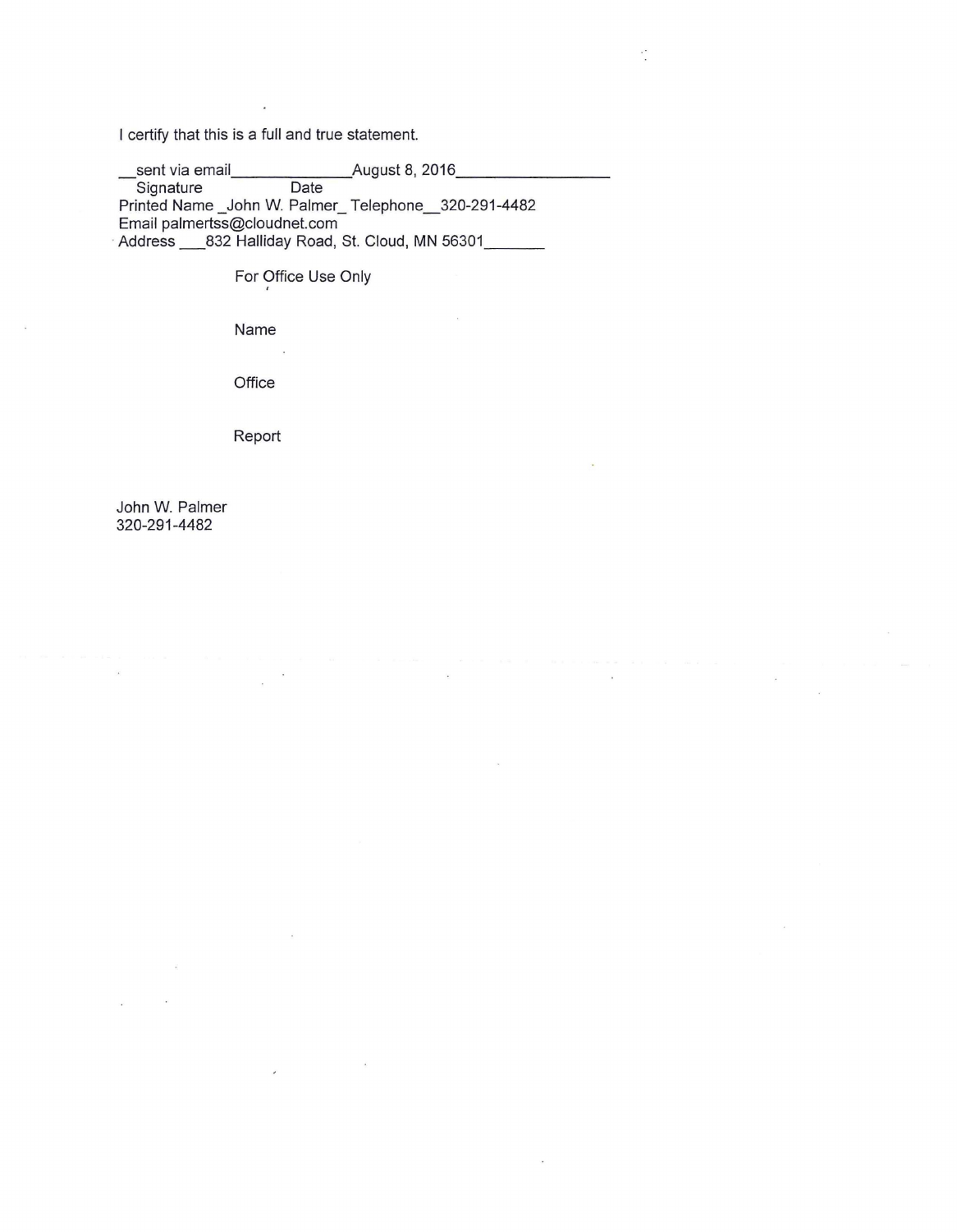I certify that this is a full and true statement.

__sent via email______________August 8, 2016_________________
Signature                    Date
Printed Name _John W. Palmer_ Telephone__320-291-4482
Email palmertss@cloudnet.com
Address ___832 Halliday Road, St. Cloud, MN 56301_______

For Office Use Only

Name

Office

Report

John W. Palmer
320-291-4482